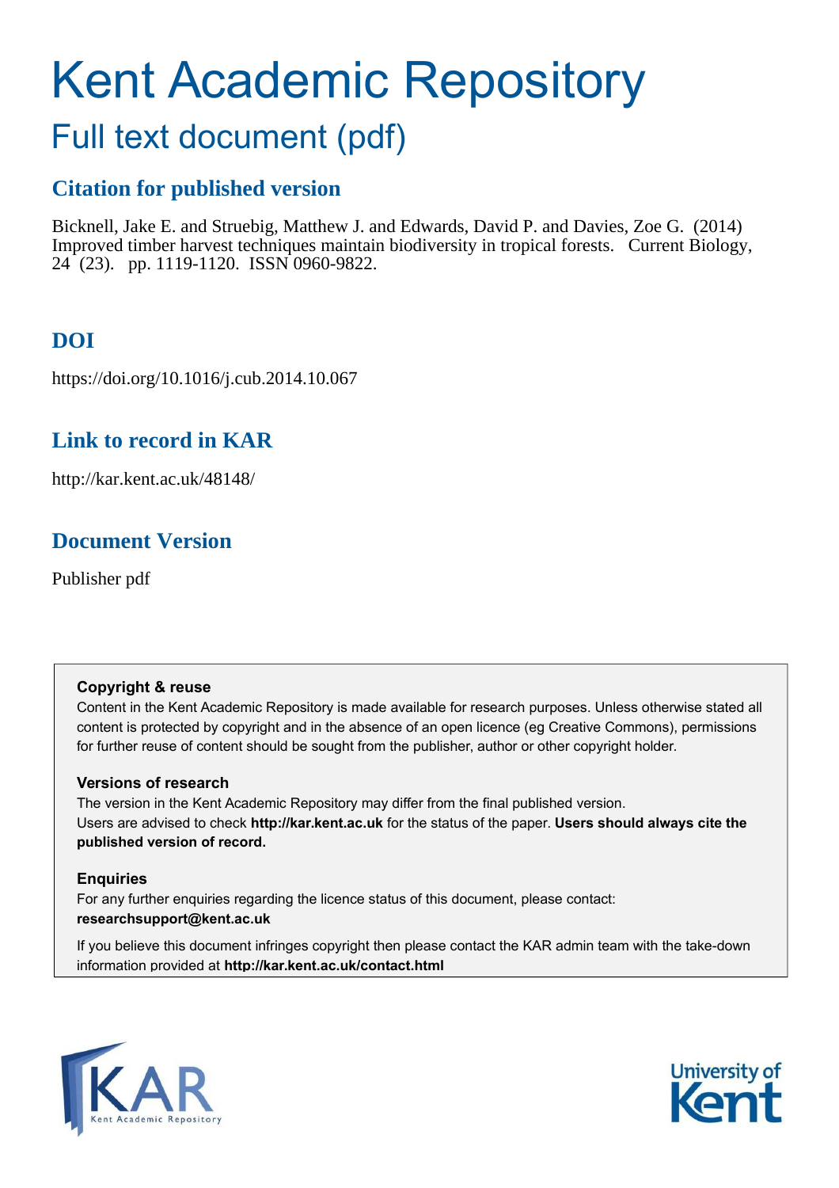# Kent Academic Repository

## Full text document (pdf)

## Citation for published version

Bicknell, Jake E. and Struebig, Matthew J. and Edwards, David P. and Davies, Zoe G. (2014) Improved timber harvest techniques maintain biodiversity in tropical forests. Current Biology, 24 (23). pp. 1119-1120. ISSN 0960-9822.

## DOI

https://doi.org/10.1016/j.cub.2014.10.067

## Link to record in KAR

http://kar.kent.ac.uk/48148/

## Document Version

Publisher pdf

**Copyright & reuse**

Content in the Kent Academic Repository is made available for research purposes. Unless otherwise stated all content is protected by copyright and in the absence of an open licence (eg Creative Commons), permissions for further reuse of content should be sought from the publisher, author or other copyright holder.

**Versions of research**

The version in the Kent Academic Repository may differ from the final published version. Users are advised to check **http://kar.kent.ac.uk** for the status of the paper. **Users should always cite the published version of record.**

**Enquiries**

For any further enquiries regarding the licence status of this document, please contact: **researchsupport@kent.ac.uk**

If you believe this document infringes copyright then please contact the KAR admin team with the take-down information provided at **http://kar.kent.ac.uk/contact.html**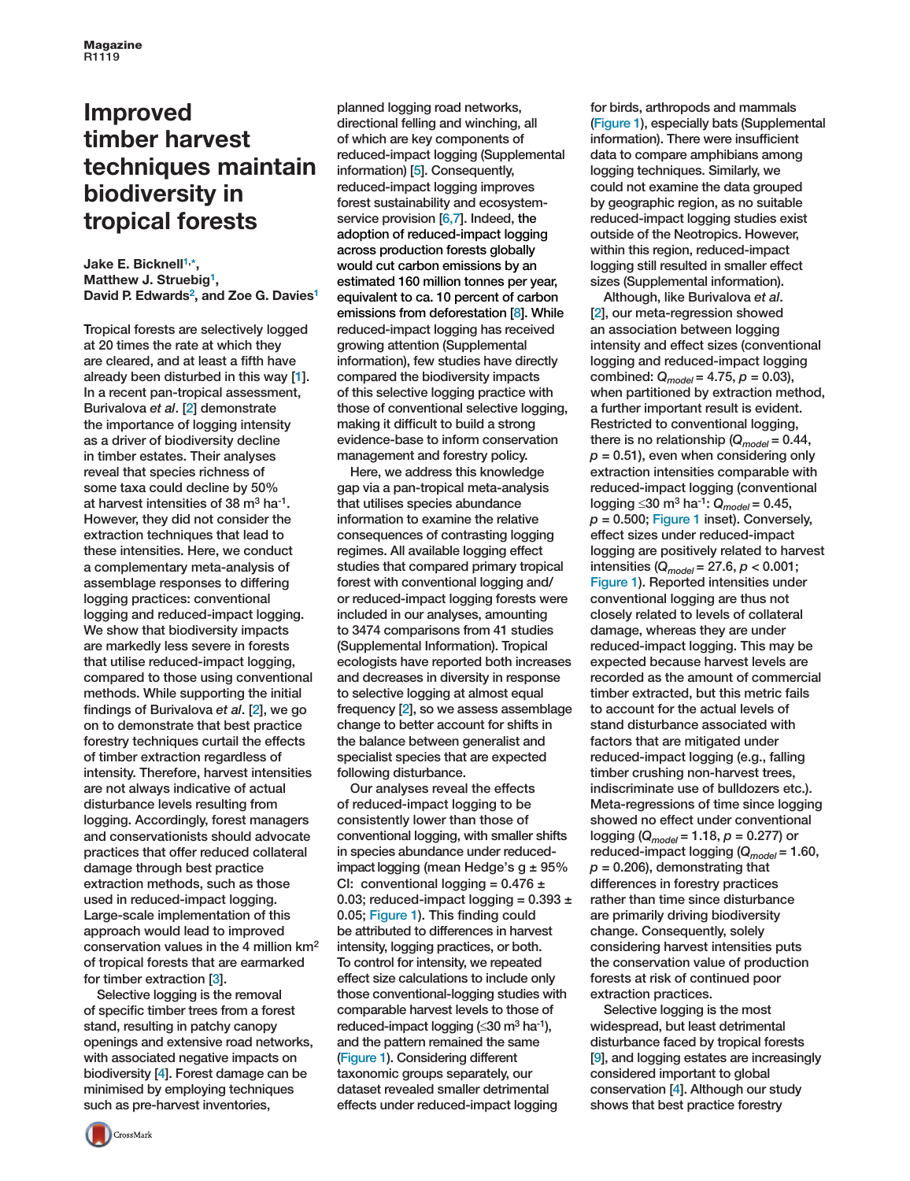# Improved timber harvest techniques maintain biodiversity in tropical forests

**Jake E. Bicknell[1,*], Matthew J. Struebig[1], David P. Edwards[2], and Zoe G. Davies[1]**

Tropical forests are selectively logged at 20 times the rate at which they are cleared, and at least a fifth have already been disturbed in this way [1]. In a recent pan-tropical assessment, Burivalova *et al*. [2] demonstrate the importance of logging intensity as a driver of biodiversity decline in timber estates. Their analyses reveal that species richness of some taxa could decline by 50% at harvest intensities of 38 m$^3$ ha$^{-1}$. However, they did not consider the extraction techniques that lead to these intensities. Here, we conduct a complementary meta-analysis of assemblage responses to differing logging practices: conventional logging and reduced-impact logging. We show that biodiversity impacts are markedly less severe in forests that utilise reduced-impact logging, compared to those using conventional methods. While supporting the initial findings of Burivalova *et al*. [2], we go on to demonstrate that best practice forestry techniques curtail the effects of timber extraction regardless of intensity. Therefore, harvest intensities are not always indicative of actual disturbance levels resulting from logging. Accordingly, forest managers and conservationists should advocate practices that offer reduced collateral damage through best practice extraction methods, such as those used in reduced-impact logging. Large-scale implementation of this approach would lead to improved conservation values in the 4 million km$^2$ of tropical forests that are earmarked for timber extraction [3].

Selective logging is the removal of specific timber trees from a forest stand, resulting in patchy canopy openings and extensive road networks, with associated negative impacts on biodiversity [4]. Forest damage can be minimised by employing techniques such as pre-harvest inventories, planned logging road networks, directional felling and winching, all of which are key components of reduced-impact logging (Supplemental information) [5]. Consequently, reduced-impact logging improves forest sustainability and ecosystem-service provision [6,7]. Indeed, the adoption of reduced-impact logging across production forests globally would cut carbon emissions by an estimated 160 million tonnes per year, equivalent to ca. 10 percent of carbon emissions from deforestation [8]. While reduced-impact logging has received growing attention (Supplemental information), few studies have directly compared the biodiversity impacts of this selective logging practice with those of conventional selective logging, making it difficult to build a strong evidence-base to inform conservation management and forestry policy.

Here, we address this knowledge gap via a pan-tropical meta-analysis that utilises species abundance information to examine the relative consequences of contrasting logging regimes. All available logging effect studies that compared primary tropical forest with conventional logging and/or reduced-impact logging forests were included in our analyses, amounting to 3474 comparisons from 41 studies (Supplemental Information). Tropical ecologists have reported both increases and decreases in diversity in response to selective logging at almost equal frequency [2], so we assess assemblage change to better account for shifts in the balance between generalist and specialist species that are expected following disturbance.

Our analyses reveal the effects of reduced-impact logging to be consistently lower than those of conventional logging, with smaller shifts in species abundance under reduced-impact logging (mean Hedge's g ± 95% CI: conventional logging = 0.476 ± 0.03; reduced-impact logging = 0.393 ± 0.05; Figure 1). This finding could be attributed to differences in harvest intensity, logging practices, or both. To control for intensity, we repeated effect size calculations to include only those conventional-logging studies with comparable harvest levels to those of reduced-impact logging (≤30 m$^3$ ha$^{-1}$), and the pattern remained the same (Figure 1). Considering different taxonomic groups separately, our dataset revealed smaller detrimental effects under reduced-impact logging for birds, arthropods and mammals (Figure 1), especially bats (Supplemental information). There were insufficient data to compare amphibians among logging techniques. Similarly, we could not examine the data grouped by geographic region, as no suitable reduced-impact logging studies exist outside of the Neotropics. However, within this region, reduced-impact logging still resulted in smaller effect sizes (Supplemental information).

Although, like Burivalova *et al*. [2], our meta-regression showed an association between logging intensity and effect sizes (conventional logging and reduced-impact logging combined: $Q_{model}$ = 4.75, $p$ = 0.03), when partitioned by extraction method, a further important result is evident. Restricted to conventional logging, there is no relationship ($Q_{model}$ = 0.44, $p$ = 0.51), even when considering only extraction intensities comparable with reduced-impact logging (conventional logging ≤30 m$^3$ ha$^{-1}$: $Q_{model}$ = 0.45, $p$ = 0.500; Figure 1 inset). Conversely, effect sizes under reduced-impact logging are positively related to harvest intensities ($Q_{model}$ = 27.6, $p$ < 0.001; Figure 1). Reported intensities under conventional logging are thus not closely related to levels of collateral damage, whereas they are under reduced-impact logging. This may be expected because harvest levels are recorded as the amount of commercial timber extracted, but this metric fails to account for the actual levels of stand disturbance associated with factors that are mitigated under reduced-impact logging (e.g., falling timber crushing non-harvest trees, indiscriminate use of bulldozers etc.). Meta-regressions of time since logging showed no effect under conventional logging ($Q_{model}$ = 1.18, $p$ = 0.277) or reduced-impact logging ($Q_{model}$ = 1.60, $p$ = 0.206), demonstrating that differences in forestry practices rather than time since disturbance are primarily driving biodiversity change. Consequently, solely considering harvest intensities puts the conservation value of production forests at risk of continued poor extraction practices.

Selective logging is the most widespread, but least detrimental disturbance faced by tropical forests [9], and logging estates are increasingly considered important to global conservation [4]. Although our study shows that best practice forestry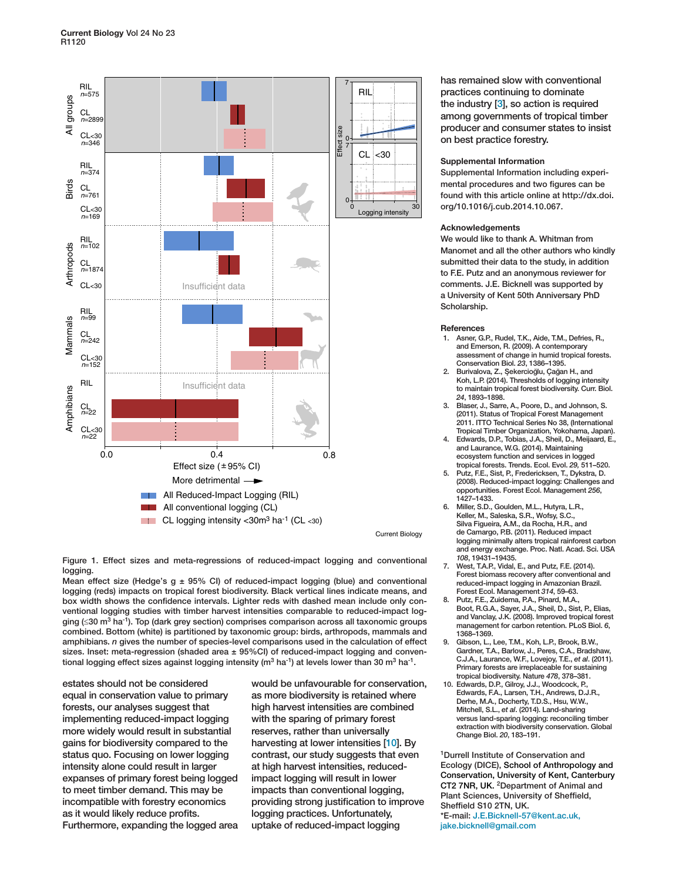RIL
$n$=575
CL
$n$=2899
CL<30
$n$=346
All groups

RIL
$n$=374
CL
$n$=761
CL<30
$n$=169
Birds

RIL
$n$=102
CL
$n$=1874
CL<30
Insufficient data
Arthropods

RIL
$n$=99
CL
$n$=242
CL<30
$n$=152
Mammals

RIL
Insufficient data
CL
$n$=22
CL<30
$n$=22
Amphibians

0.0
0.4
0.8
Effect size (± 95% CI)
More detrimental

All Reduced-Impact Logging (RIL)
All conventional logging (CL)
CL logging intensity <30m³ ha⁻¹ (CL <30)

Effect size
7
RIL
0
7
CL <30
0
0
30
Logging intensity

Figure 1. Effect sizes and meta-regressions of reduced-impact logging and conventional logging.

Mean effect size (Hedge's g ± 95% CI) of reduced-impact logging (blue) and conventional logging (reds) impacts on tropical forest biodiversity. Black vertical lines indicate means, and box width shows the confidence intervals. Lighter reds with dashed mean include only conventional logging studies with timber harvest intensities comparable to reduced-impact logging (≤30 $m^3$ $ha^{-1}$). Top (dark grey section) comprises comparison across all taxonomic groups combined. Bottom (white) is partitioned by taxonomic group: birds, arthropods, mammals and amphibians. $n$ gives the number of species-level comparisons used in the calculation of effect sizes. Inset: meta-regression (shaded area ± 95%CI) of reduced-impact logging and conventional logging effect sizes against logging intensity ($m^3$ $ha^{-1}$) at levels lower than 30 $m^3$ $ha^{-1}$.

estates should not be considered equal in conservation value to primary forests, our analyses suggest that implementing reduced-impact logging more widely would result in substantial gains for biodiversity compared to the status quo. Focusing on lower logging intensity alone could result in larger expanses of primary forest being logged to meet timber demand. This may be incompatible with forestry economics as it would likely reduce profits. Furthermore, expanding the logged area would be unfavourable for conservation, as more biodiversity is retained where high harvest intensities are combined with the sparing of primary forest reserves, rather than universally harvesting at lower intensities [10]. By contrast, our study suggests that even at high harvest intensities, reduced-impact logging will result in lower impacts than conventional logging, providing strong justification to improve logging practices. Unfortunately, uptake of reduced-impact logging has remained slow with conventional practices continuing to dominate the industry [3], so action is required among governments of tropical timber producer and consumer states to insist on best practice forestry.

### Supplemental Information

Supplemental Information including experimental procedures and two figures can be found with this article online at http://dx.doi.org/10.1016/j.cub.2014.10.067.

### Acknowledgements

We would like to thank A. Whitman from Manomet and all the other authors who kindly submitted their data to the study, in addition to F.E. Putz and an anonymous reviewer for comments. J.E. Bicknell was supported by a University of Kent 50th Anniversary PhD Scholarship.

### References

1. Asner, G.P., Rudel, T.K., Aide, T.M., Defries, R., and Emerson, R. (2009). A contemporary assessment of change in humid tropical forests. Conservation Biol. *23*, 1386–1395.
2. Burivalova, Z., Şekercioğlu, Çağan H., and Koh, L.P. (2014). Thresholds of logging intensity to maintain tropical forest biodiversity. Curr. Biol. *24*, 1893–1898.
3. Blaser, J., Sarre, A., Poore, D., and Johnson, S. (2011). Status of Tropical Forest Management 2011. ITTO Technical Series No 38, (International Tropical Timber Organization, Yokohama, Japan).
4. Edwards, D.P., Tobias, J.A., Sheil, D., Meijaard, E., and Laurance, W.G. (2014). Maintaining ecosystem function and services in logged tropical forests. Trends. Ecol. Evol. *29*, 511–520.
5. Putz, F.E., Sist, P., Fredericksen, T., Dykstra, D. (2008). Reduced-impact logging: Challenges and opportunities. Forest Ecol. Management *256*, 1427–1433.
6. Miller, S.D., Goulden, M.L., Hutyra, L.R., Keller, M., Saleska, S.R., Wofsy, S.C., Silva Figueira, A.M., da Rocha, H.R., and de Camargo, P.B. (2011). Reduced impact logging minimally alters tropical rainforest carbon and energy exchange. Proc. Natl. Acad. Sci. USA *108*, 19431–19435.
7. West, T.A.P., Vidal, E., and Putz, F.E. (2014). Forest biomass recovery after conventional and reduced-impact logging in Amazonian Brazil. Forest Ecol. Management *314*, 59–63.
8. Putz, F.E., Zuidema, P.A., Pinard, M.A., Boot, R.G.A., Sayer, J.A., Sheil, D., Sist, P., Elias, and Vanclay, J.K. (2008). Improved tropical forest management for carbon retention. PLoS Biol. *6*, 1368–1369.
9. Gibson, L., Lee, T.M., Koh, L.P., Brook, B.W., Gardner, T.A., Barlow, J., Peres, C.A., Bradshaw, C.J.A., Laurance, W.F., Lovejoy, T.E., *et al.* (2011). Primary forests are irreplaceable for sustaining tropical biodiversity. Nature *478*, 378–381.
10. Edwards, D.P., Gilroy, J.J., Woodcock, P., Edwards, F.A., Larsen, T.H., Andrews, D.J.R., Derhe, M.A., Docherty, T.D.S., Hsu, W.W., Mitchell, S.L., *et al.* (2014). Land-sharing versus land-sparing logging: reconciling timber extraction with biodiversity conservation. Global Change Biol. *20*, 183–191.

[1]Durrell Institute of Conservation and Ecology (DICE), School of Anthropology and Conservation, University of Kent, Canterbury CT2 7NR, UK. [2]Department of Animal and Plant Sciences, University of Sheffield, Sheffield S10 2TN, UK.
*E-mail: J.E.Bicknell-57@kent.ac.uk, jake.bicknell@gmail.com